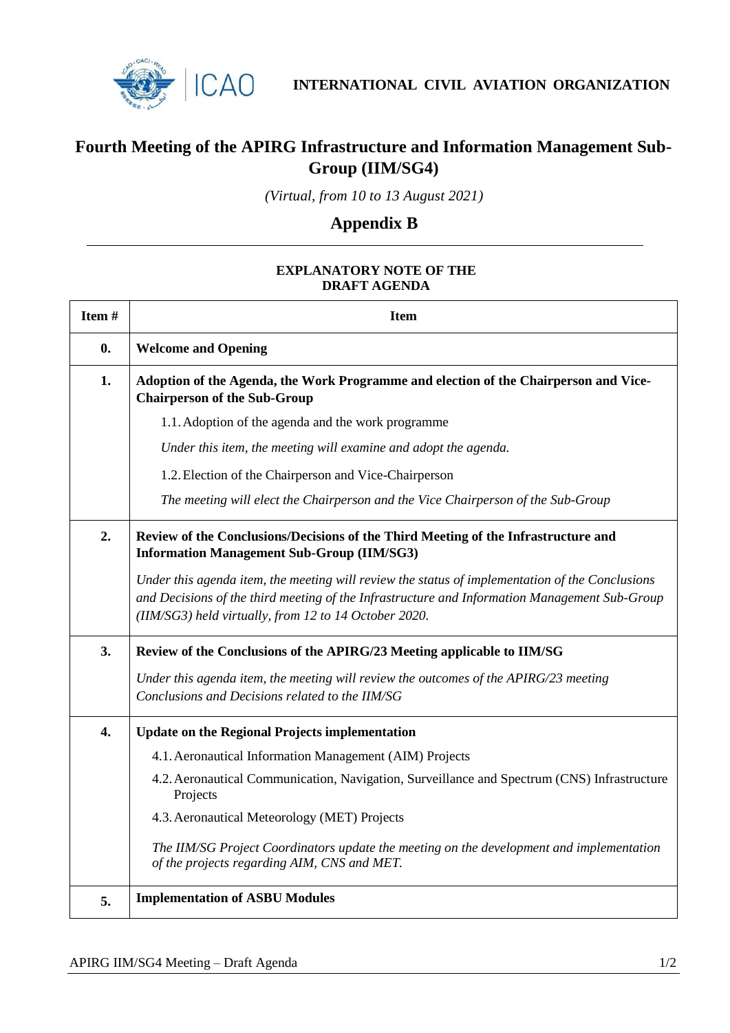**INTERNATIONAL CIVIL AVIATION ORGANIZATION**

# Fourth Meeting of the APIRG Infrastructure and Information Management Sub-Group (IIM/SG4)

*(Virtual, from 10 to 13 August 2021)*

## Appendix B

**EXPLANATORY NOTE OF THE DRAFT AGENDA**

| Item # | Item |
|---|---|
| **0.** | **Welcome and Opening** |
| **1.** | **Adoption of the Agenda, the Work Programme and election of the Chairperson and Vice-Chairperson of the Sub-Group**<br><br>1.1. Adoption of the agenda and the work programme<br><br>*Under this item, the meeting will examine and adopt the agenda.*<br><br>1.2. Election of the Chairperson and Vice-Chairperson<br><br>*The meeting will elect the Chairperson and the Vice Chairperson of the Sub-Group* |
| **2.** | **Review of the Conclusions/Decisions of the Third Meeting of the Infrastructure and Information Management Sub-Group (IIM/SG3)**<br><br>*Under this agenda item, the meeting will review the status of implementation of the Conclusions and Decisions of the third meeting of the Infrastructure and Information Management Sub-Group (IIM/SG3) held virtually, from 12 to 14 October 2020.* |
| **3.** | **Review of the Conclusions of the APIRG/23 Meeting applicable to IIM/SG**<br><br>*Under this agenda item, the meeting will review the outcomes of the APIRG/23 meeting Conclusions and Decisions related to the IIM/SG* |
| **4.** | **Update on the Regional Projects implementation**<br><br>4.1. Aeronautical Information Management (AIM) Projects<br><br>4.2. Aeronautical Communication, Navigation, Surveillance and Spectrum (CNS) Infrastructure Projects<br><br>4.3. Aeronautical Meteorology (MET) Projects<br><br>*The IIM/SG Project Coordinators update the meeting on the development and implementation of the projects regarding AIM, CNS and MET.* |
| **5.** | **Implementation of ASBU Modules** |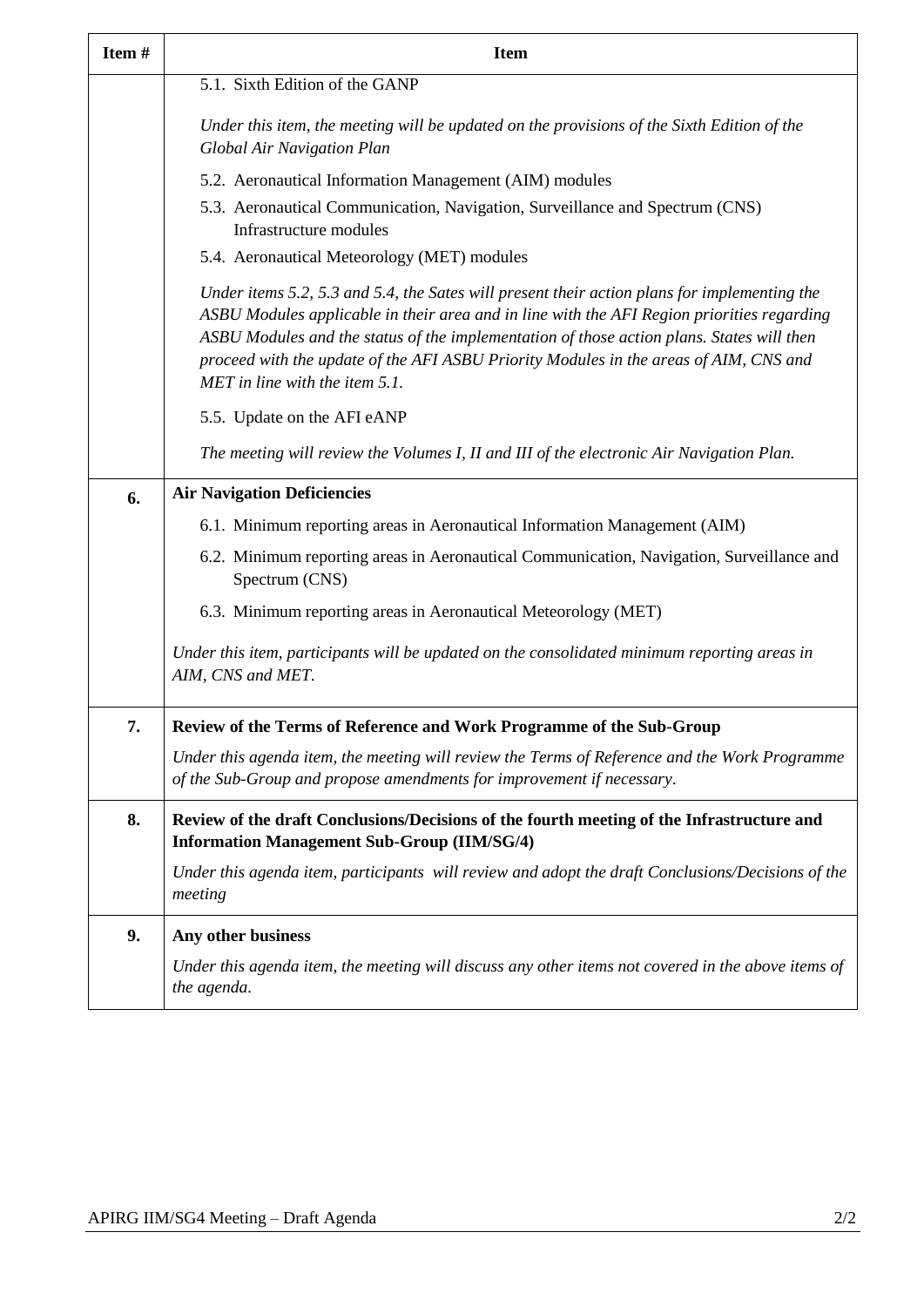| Item # | Item |
| --- | --- |
| | 5.1. Sixth Edition of the GANP<br><br>*Under this item, the meeting will be updated on the provisions of the Sixth Edition of the Global Air Navigation Plan*<br><br>5.2. Aeronautical Information Management (AIM) modules<br>5.3. Aeronautical Communication, Navigation, Surveillance and Spectrum (CNS) Infrastructure modules<br>5.4. Aeronautical Meteorology (MET) modules<br><br>*Under items 5.2, 5.3 and 5.4, the Sates will present their action plans for implementing the ASBU Modules applicable in their area and in line with the AFI Region priorities regarding ASBU Modules and the status of the implementation of those action plans. States will then proceed with the update of the AFI ASBU Priority Modules in the areas of AIM, CNS and MET in line with the item 5.1.*<br><br>5.5. Update on the AFI eANP<br><br>*The meeting will review the Volumes I, II and III of the electronic Air Navigation Plan.* |
| **6.** | **Air Navigation Deficiencies**<br><br>6.1. Minimum reporting areas in Aeronautical Information Management (AIM)<br>6.2. Minimum reporting areas in Aeronautical Communication, Navigation, Surveillance and Spectrum (CNS)<br>6.3. Minimum reporting areas in Aeronautical Meteorology (MET)<br><br>*Under this item, participants will be updated on the consolidated minimum reporting areas in AIM, CNS and MET.* |
| **7.** | **Review of the Terms of Reference and Work Programme of the Sub-Group**<br><br>*Under this agenda item, the meeting will review the Terms of Reference and the Work Programme of the Sub-Group and propose amendments for improvement if necessary*. |
| **8.** | **Review of the draft Conclusions/Decisions of the fourth meeting of the Infrastructure and Information Management Sub-Group (IIM/SG/4)**<br><br>*Under this agenda item, participants will review and adopt the draft Conclusions/Decisions of the meeting* |
| **9.** | **Any other business**<br><br>*Under this agenda item, the meeting will discuss any other items not covered in the above items of the agenda.* |